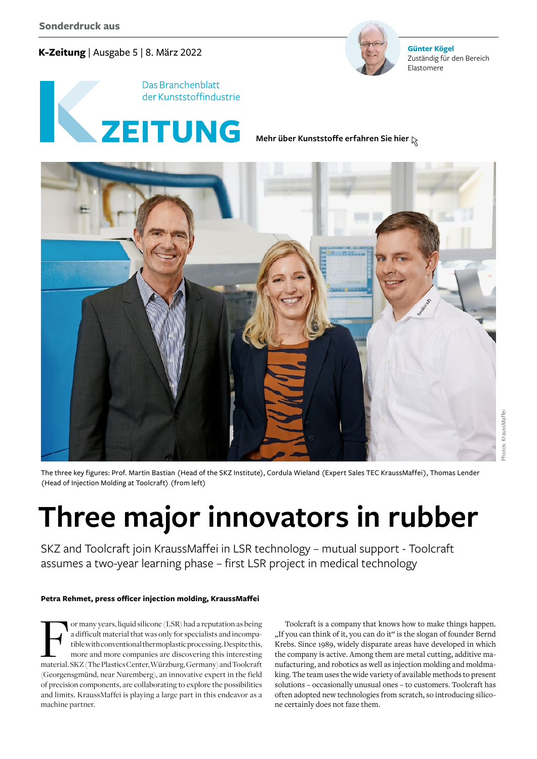Sonderdruck aus

**K-Zeitung** | Ausgabe 5 | 8. März 2022

**Günter Kögel**
Zuständig für den Bereich Elastomere

Das Branchenblatt der Kunststoffindustrie

K ZEITUNG

**Mehr über Kunststoffe erfahren Sie hier**

The three key figures: Prof. Martin Bastian (Head of the SKZ Institute), Cordula Wieland (Expert Sales TEC KraussMaffei), Thomas Lender (Head of Injection Molding at Toolcraft) (from left)

Photos: KraussMaffei

# Three major innovators in rubber

SKZ and Toolcraft join KraussMaffei in LSR technology – mutual support - Toolcraft assumes a two-year learning phase – first LSR project in medical technology

**Petra Rehmet, press officer injection molding, KraussMaffei**

For many years, liquid silicone (LSR) had a reputation as being a difficult material that was only for specialists and incompatible with conventional thermoplastic processing. Despite this, more and more companies are discovering this interesting material. SKZ (The Plastics Center, Würzburg, Germany) and Toolcraft (Georgensgmünd, near Nuremberg), an innovative expert in the field of precision components, are collaborating to explore the possibilities and limits. KraussMaffei is playing a large part in this endeavor as a machine partner.

Toolcraft is a company that knows how to make things happen. „If you can think of it, you can do it" is the slogan of founder Bernd Krebs. Since 1989, widely disparate areas have developed in which the company is active. Among them are metal cutting, additive manufacturing, and robotics as well as injection molding and moldmaking. The team uses the wide variety of available methods to present solutions – occasionally unusual ones – to customers. Toolcraft has often adopted new technologies from scratch, so introducing silicone certainly does not faze them.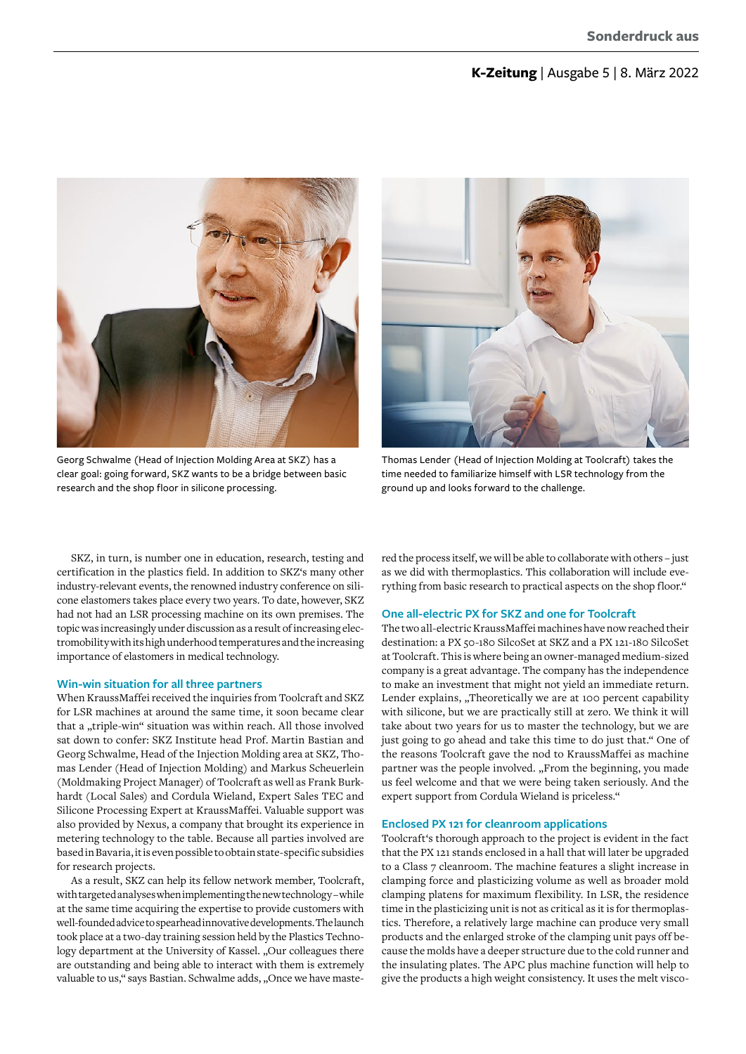Georg Schwalme (Head of Injection Molding Area at SKZ) has a clear goal: going forward, SKZ wants to be a bridge between basic research and the shop floor in silicone processing.

Thomas Lender (Head of Injection Molding at Toolcraft) takes the time needed to familiarize himself with LSR technology from the ground up and looks forward to the challenge.

SKZ, in turn, is number one in education, research, testing and certification in the plastics field. In addition to SKZ's many other industry-relevant events, the renowned industry conference on silicone elastomers takes place every two years. To date, however, SKZ had not had an LSR processing machine on its own premises. The topic was increasingly under discussion as a result of increasing electromobility with its high underhood temperatures and the increasing importance of elastomers in medical technology.

### Win-win situation for all three partners

When KraussMaffei received the inquiries from Toolcraft and SKZ for LSR machines at around the same time, it soon became clear that a „triple-win" situation was within reach. All those involved sat down to confer: SKZ Institute head Prof. Martin Bastian and Georg Schwalme, Head of the Injection Molding area at SKZ, Thomas Lender (Head of Injection Molding) and Markus Scheuerlein (Moldmaking Project Manager) of Toolcraft as well as Frank Burkhardt (Local Sales) and Cordula Wieland, Expert Sales TEC and Silicone Processing Expert at KraussMaffei. Valuable support was also provided by Nexus, a company that brought its experience in metering technology to the table. Because all parties involved are based in Bavaria, it is even possible to obtain state-specific subsidies for research projects.

As a result, SKZ can help its fellow network member, Toolcraft, with targeted analyses when implementing the new technology – while at the same time acquiring the expertise to provide customers with well-founded advice to spearhead innovative developments. The launch took place at a two-day training session held by the Plastics Technology department at the University of Kassel. „Our colleagues there are outstanding and being able to interact with them is extremely valuable to us," says Bastian. Schwalme adds, „Once we have mastered the process itself, we will be able to collaborate with others – just as we did with thermoplastics. This collaboration will include everything from basic research to practical aspects on the shop floor."

### One all-electric PX for SKZ and one for Toolcraft

The two all-electric KraussMaffei machines have now reached their destination: a PX 50-180 SilcoSet at SKZ and a PX 121-180 SilcoSet at Toolcraft. This is where being an owner-managed medium-sized company is a great advantage. The company has the independence to make an investment that might not yield an immediate return. Lender explains, „Theoretically we are at 100 percent capability with silicone, but we are practically still at zero. We think it will take about two years for us to master the technology, but we are just going to go ahead and take this time to do just that." One of the reasons Toolcraft gave the nod to KraussMaffei as machine partner was the people involved. „From the beginning, you made us feel welcome and that we were being taken seriously. And the expert support from Cordula Wieland is priceless."

### Enclosed PX 121 for cleanroom applications

Toolcraft's thorough approach to the project is evident in the fact that the PX 121 stands enclosed in a hall that will later be upgraded to a Class 7 cleanroom. The machine features a slight increase in clamping force and plasticizing volume as well as broader mold clamping platens for maximum flexibility. In LSR, the residence time in the plasticizing unit is not as critical as it is for thermoplastics. Therefore, a relatively large machine can produce very small products and the enlarged stroke of the clamping unit pays off because the molds have a deeper structure due to the cold runner and the insulating plates. The APC plus machine function will help to give the products a high weight consistency. It uses the melt visco-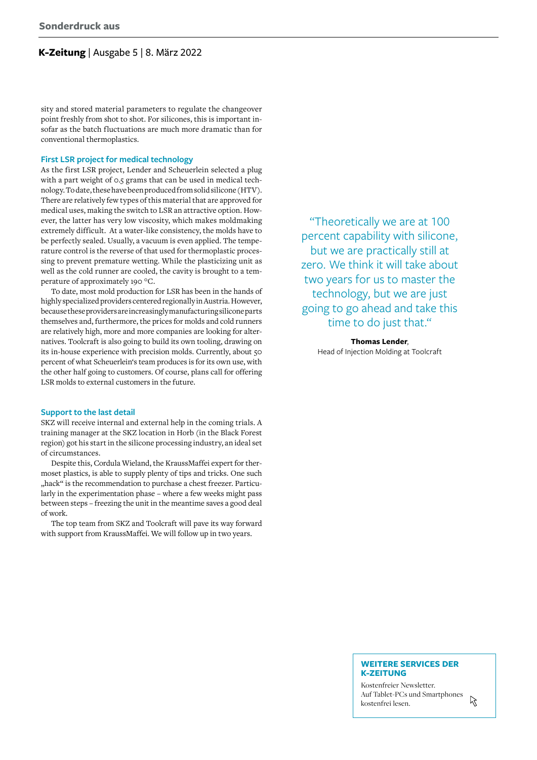sity and stored material parameters to regulate the changeover point freshly from shot to shot. For silicones, this is important insofar as the batch fluctuations are much more dramatic than for conventional thermoplastics.

### First LSR project for medical technology

As the first LSR project, Lender and Scheuerlein selected a plug with a part weight of 0.5 grams that can be used in medical technology. To date, these have been produced from solid silicone (HTV). There are relatively few types of this material that are approved for medical uses, making the switch to LSR an attractive option. However, the latter has very low viscosity, which makes moldmaking extremely difficult. At a water-like consistency, the molds have to be perfectly sealed. Usually, a vacuum is even applied. The temperature control is the reverse of that used for thermoplastic processing to prevent premature wetting. While the plasticizing unit as well as the cold runner are cooled, the cavity is brought to a temperature of approximately 190 °C.

To date, most mold production for LSR has been in the hands of highly specialized providers centered regionally in Austria. However, because these providers are increasingly manufacturing silicone parts themselves and, furthermore, the prices for molds and cold runners are relatively high, more and more companies are looking for alternatives. Toolcraft is also going to build its own tooling, drawing on its in-house experience with precision molds. Currently, about 50 percent of what Scheuerlein's team produces is for its own use, with the other half going to customers. Of course, plans call for offering LSR molds to external customers in the future.

### Support to the last detail

SKZ will receive internal and external help in the coming trials. A training manager at the SKZ location in Horb (in the Black Forest region) got his start in the silicone processing industry, an ideal set of circumstances.

Despite this, Cordula Wieland, the KraussMaffei expert for thermoset plastics, is able to supply plenty of tips and tricks. One such „hack" is the recommendation to purchase a chest freezer. Particularly in the experimentation phase – where a few weeks might pass between steps – freezing the unit in the meantime saves a good deal of work.

The top team from SKZ and Toolcraft will pave its way forward with support from KraussMaffei. We will follow up in two years.

> "Theoretically we are at 100 percent capability with silicone, but we are practically still at zero. We think it will take about two years for us to master the technology, but we are just going to go ahead and take this time to do just that."
>
> **Thomas Lender**, Head of Injection Molding at Toolcraft

**WEITERE SERVICES DER K-ZEITUNG**

Kostenfreier Newsletter.
Auf Tablet-PCs und Smartphones kostenfrei lesen.